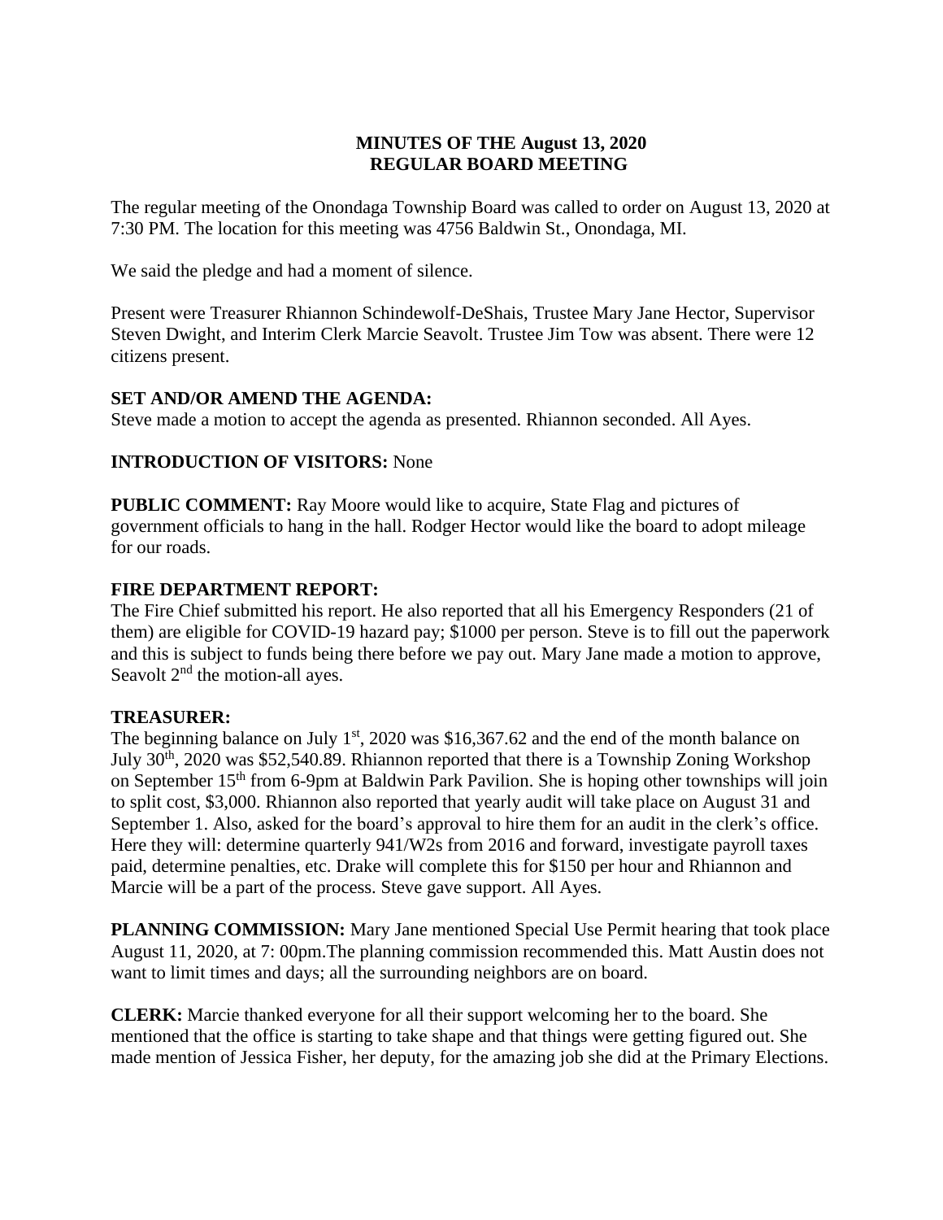**MINUTES OF THE August 13, 2020**
**REGULAR BOARD MEETING**

The regular meeting of the Onondaga Township Board was called to order on August 13, 2020 at 7:30 PM. The location for this meeting was 4756 Baldwin St., Onondaga, MI.

We said the pledge and had a moment of silence.

Present were Treasurer Rhiannon Schindewolf-DeShais, Trustee Mary Jane Hector, Supervisor Steven Dwight, and Interim Clerk Marcie Seavolt. Trustee Jim Tow was absent. There were 12 citizens present.

**SET AND/OR AMEND THE AGENDA:**
Steve made a motion to accept the agenda as presented. Rhiannon seconded. All Ayes.

**INTRODUCTION OF VISITORS:** None

**PUBLIC COMMENT:** Ray Moore would like to acquire, State Flag and pictures of government officials to hang in the hall. Rodger Hector would like the board to adopt mileage for our roads.

**FIRE DEPARTMENT REPORT:**
The Fire Chief submitted his report. He also reported that all his Emergency Responders (21 of them) are eligible for COVID-19 hazard pay; $1000 per person. Steve is to fill out the paperwork and this is subject to funds being there before we pay out. Mary Jane made a motion to approve, Seavolt 2nd the motion-all ayes.

**TREASURER:**
The beginning balance on July 1st, 2020 was $16,367.62 and the end of the month balance on July 30th, 2020 was $52,540.89. Rhiannon reported that there is a Township Zoning Workshop on September 15th from 6-9pm at Baldwin Park Pavilion. She is hoping other townships will join to split cost, $3,000. Rhiannon also reported that yearly audit will take place on August 31 and September 1. Also, asked for the board's approval to hire them for an audit in the clerk's office. Here they will: determine quarterly 941/W2s from 2016 and forward, investigate payroll taxes paid, determine penalties, etc. Drake will complete this for $150 per hour and Rhiannon and Marcie will be a part of the process. Steve gave support. All Ayes.

**PLANNING COMMISSION:** Mary Jane mentioned Special Use Permit hearing that took place August 11, 2020, at 7: 00pm.The planning commission recommended this. Matt Austin does not want to limit times and days; all the surrounding neighbors are on board.

**CLERK:** Marcie thanked everyone for all their support welcoming her to the board. She mentioned that the office is starting to take shape and that things were getting figured out. She made mention of Jessica Fisher, her deputy, for the amazing job she did at the Primary Elections.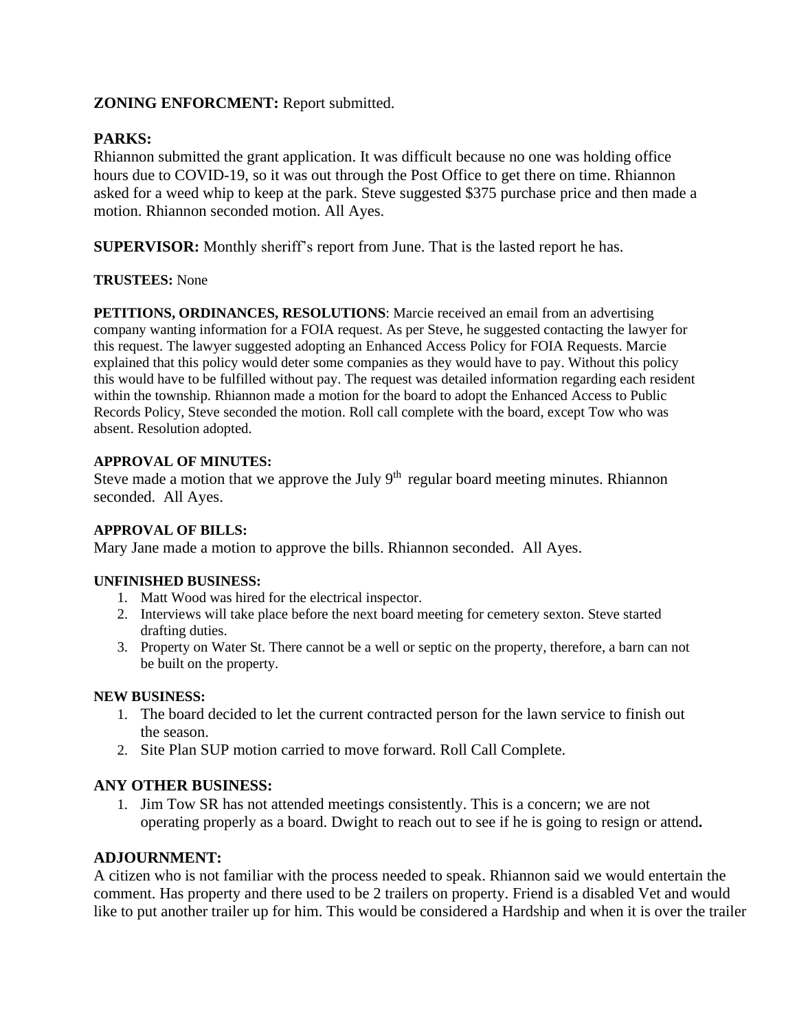**ZONING ENFORCMENT:** Report submitted.

**PARKS:**
Rhiannon submitted the grant application. It was difficult because no one was holding office hours due to COVID-19, so it was out through the Post Office to get there on time. Rhiannon asked for a weed whip to keep at the park. Steve suggested $375 purchase price and then made a motion. Rhiannon seconded motion. All Ayes.

**SUPERVISOR:** Monthly sheriff's report from June. That is the lasted report he has.

**TRUSTEES:** None

**PETITIONS, ORDINANCES, RESOLUTIONS**: Marcie received an email from an advertising company wanting information for a FOIA request. As per Steve, he suggested contacting the lawyer for this request. The lawyer suggested adopting an Enhanced Access Policy for FOIA Requests. Marcie explained that this policy would deter some companies as they would have to pay. Without this policy this would have to be fulfilled without pay. The request was detailed information regarding each resident within the township. Rhiannon made a motion for the board to adopt the Enhanced Access to Public Records Policy, Steve seconded the motion. Roll call complete with the board, except Tow who was absent. Resolution adopted.

**APPROVAL OF MINUTES:**
Steve made a motion that we approve the July 9th regular board meeting minutes. Rhiannon seconded. All Ayes.

**APPROVAL OF BILLS:**
Mary Jane made a motion to approve the bills. Rhiannon seconded. All Ayes.

**UNFINISHED BUSINESS:**
1. Matt Wood was hired for the electrical inspector.
2. Interviews will take place before the next board meeting for cemetery sexton. Steve started drafting duties.
3. Property on Water St. There cannot be a well or septic on the property, therefore, a barn can not be built on the property.

**NEW BUSINESS:**
1. The board decided to let the current contracted person for the lawn service to finish out the season.
2. Site Plan SUP motion carried to move forward. Roll Call Complete.

**ANY OTHER BUSINESS:**
1. Jim Tow SR has not attended meetings consistently. This is a concern; we are not operating properly as a board. Dwight to reach out to see if he is going to resign or attend**.**

**ADJOURNMENT:**
A citizen who is not familiar with the process needed to speak. Rhiannon said we would entertain the comment. Has property and there used to be 2 trailers on property. Friend is a disabled Vet and would like to put another trailer up for him. This would be considered a Hardship and when it is over the trailer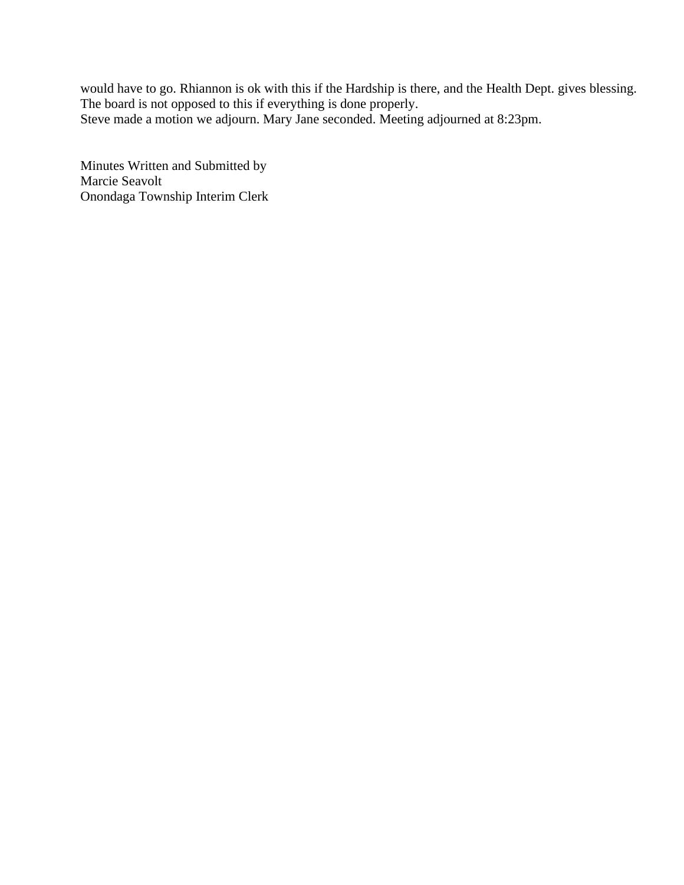would have to go. Rhiannon is ok with this if the Hardship is there, and the Health Dept. gives blessing. The board is not opposed to this if everything is done properly.
Steve made a motion we adjourn. Mary Jane seconded. Meeting adjourned at 8:23pm.

Minutes Written and Submitted by
Marcie Seavolt
Onondaga Township Interim Clerk